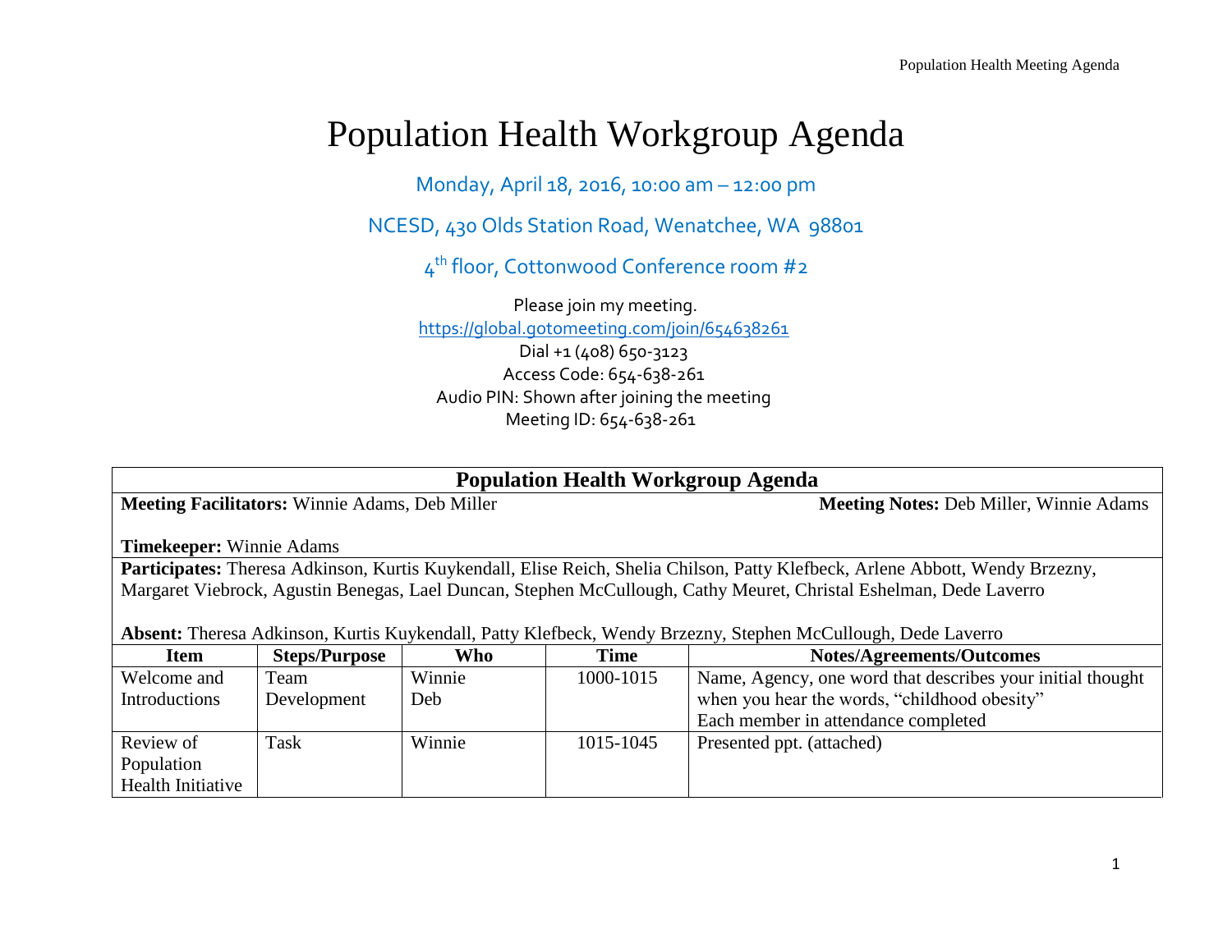# Population Health Workgroup Agenda

Monday, April 18, 2016, 10:00 am – 12:00 pm

NCESD, 430 Olds Station Road, Wenatchee, WA 98801

4th floor, Cottonwood Conference room #2

Please join my meeting.
https://global.gotomeeting.com/join/654638261
Dial +1 (408) 650-3123
Access Code: 654-638-261
Audio PIN: Shown after joining the meeting
Meeting ID: 654-638-261

| Population Health Workgroup Agenda | | | | |
|---|---|---|---|---|
| **Meeting Facilitators:** Winnie Adams, Deb Miller<br><br>**Timekeeper:** Winnie Adams | | | | **Meeting Notes:** Deb Miller, Winnie Adams |
| **Participates:** Theresa Adkinson, Kurtis Kuykendall, Elise Reich, Shelia Chilson, Patty Klefbeck, Arlene Abbott, Wendy Brzezny, Margaret Viebrock, Agustin Benegas, Lael Duncan, Stephen McCullough, Cathy Meuret, Christal Eshelman, Dede Laverro<br><br>**Absent:** Theresa Adkinson, Kurtis Kuykendall, Patty Klefbeck, Wendy Brzezny, Stephen McCullough, Dede Laverro | | | | |
| **Item** | **Steps/Purpose** | **Who** | **Time** | **Notes/Agreements/Outcomes** |
| Welcome and Introductions | Team Development | Winnie<br>Deb | 1000-1015 | Name, Agency, one word that describes your initial thought when you hear the words, "childhood obesity"<br>Each member in attendance completed |
| Review of Population Health Initiative | Task | Winnie | 1015-1045 | Presented ppt. (attached) |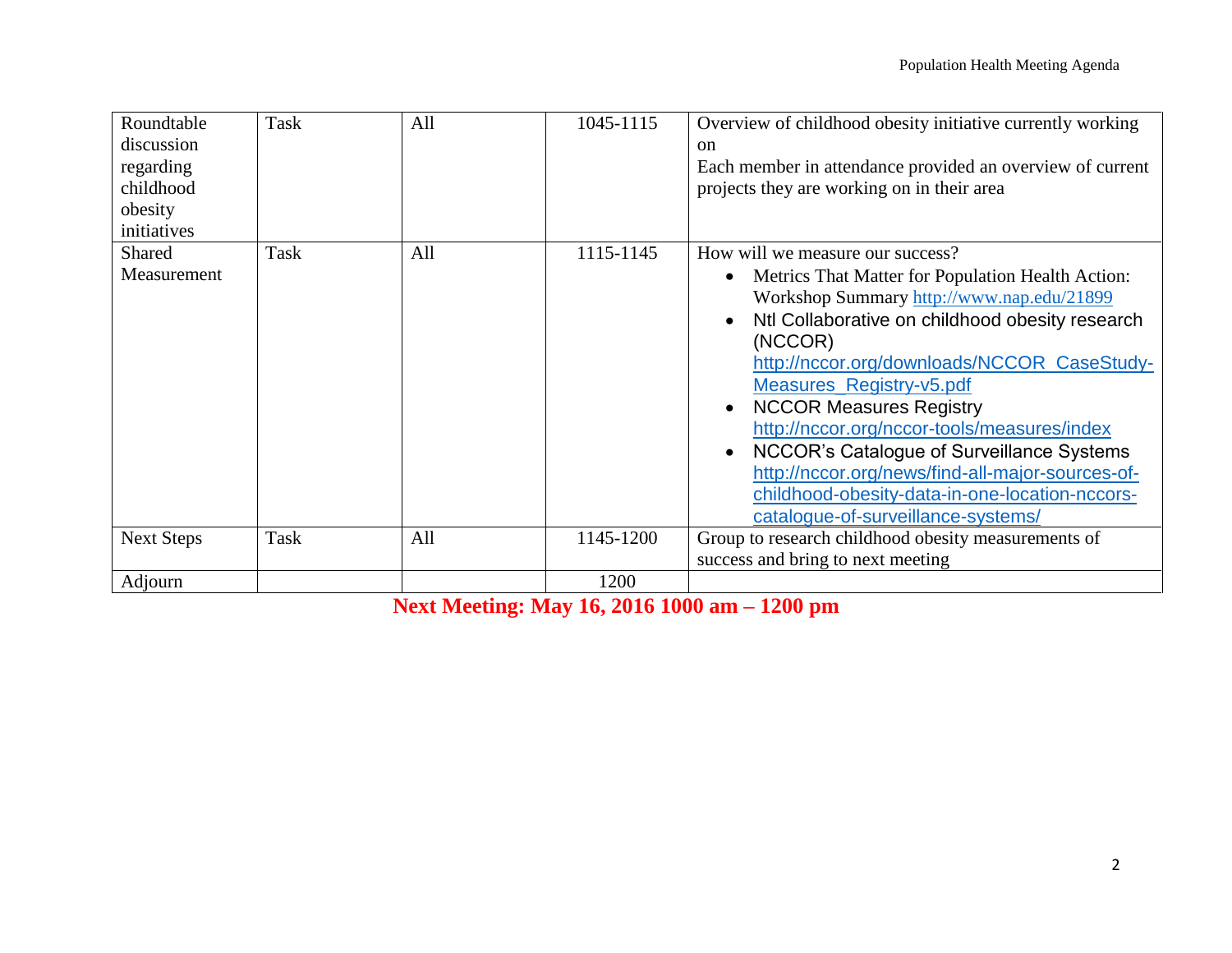| | | | | |
|---|---|---|---|---|
| Roundtable discussion regarding childhood obesity initiatives | Task | All | 1045-1115 | Overview of childhood obesity initiative currently working on<br>Each member in attendance provided an overview of current projects they are working on in their area |
| Shared Measurement | Task | All | 1115-1145 | How will we measure our success?<br>• Metrics That Matter for Population Health Action: Workshop Summary http://www.nap.edu/21899<br>• Ntl Collaborative on childhood obesity research (NCCOR) http://nccor.org/downloads/NCCOR_CaseStudy-Measures_Registry-v5.pdf<br>• NCCOR Measures Registry http://nccor.org/nccor-tools/measures/index<br>• NCCOR's Catalogue of Surveillance Systems http://nccor.org/news/find-all-major-sources-of-childhood-obesity-data-in-one-location-nccors-catalogue-of-surveillance-systems/ |
| Next Steps | Task | All | 1145-1200 | Group to research childhood obesity measurements of success and bring to next meeting |
| Adjourn | | | 1200 | |

**Next Meeting: May 16, 2016 1000 am – 1200 pm**